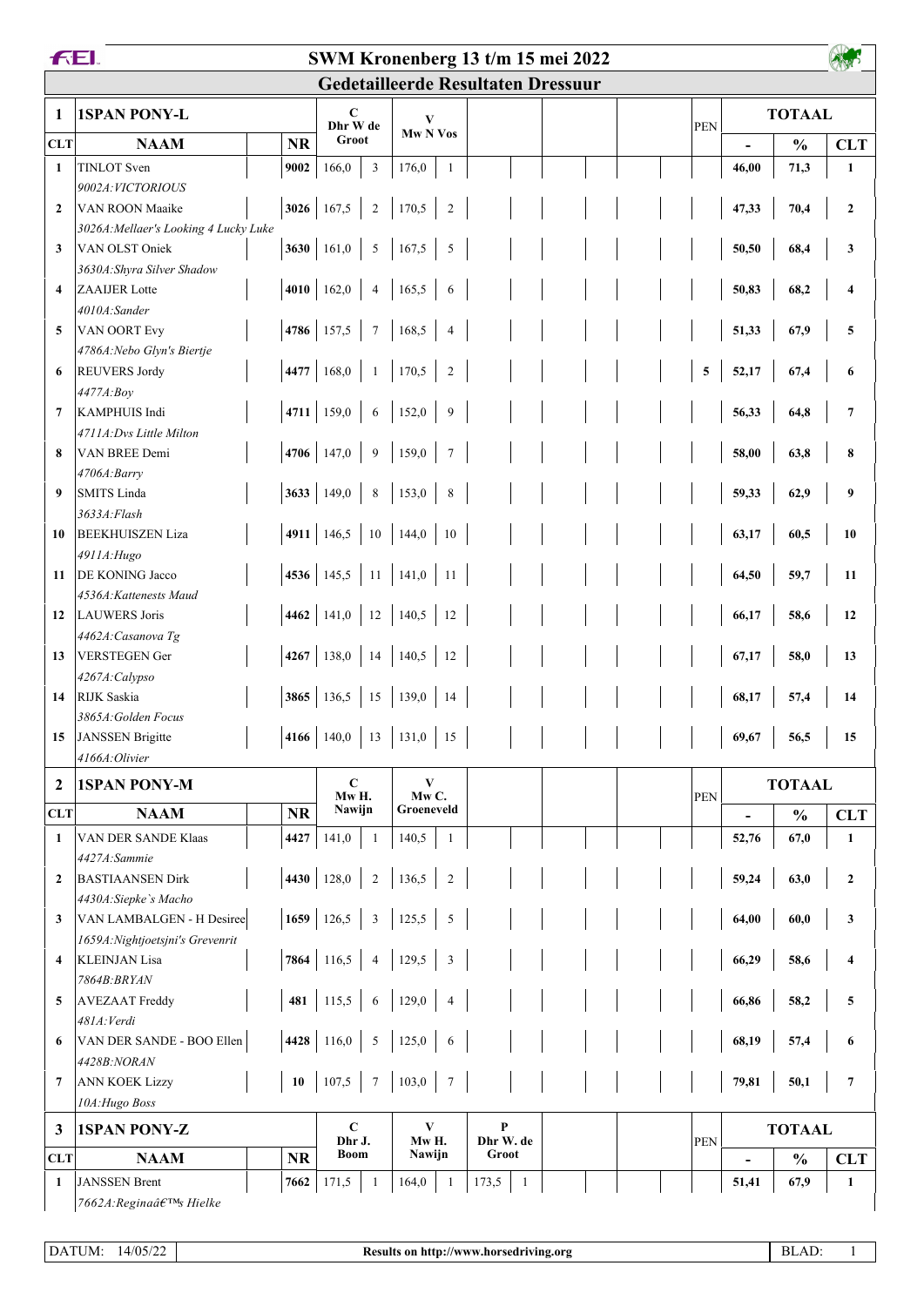# SWM Kronenberg 13 t/m 15 mei 2022

## Gedetailleerde Resultaten Dressuur

| 1 | 1SPAN PONY-L | | C Dhr W de Groot | | V Mw N Vos | | PEN | TOTAAL | | |
|---|---|---|---|---|---|---|---|---|---|---|
| CLT | NAAM | NR | | | | | | - | % | CLT |
| 1 | TINLOT Sven<br>*9002A:VICTORIOUS* | 9002 | 166,0 | 3 | 176,0 | 1 | | 46,00 | 71,3 | 1 |
| 2 | VAN ROON Maaike<br>*3026A:Mellaer's Looking 4 Lucky Luke* | 3026 | 167,5 | 2 | 170,5 | 2 | | 47,33 | 70,4 | 2 |
| 3 | VAN OLST Oniek<br>*3630A:Shyra Silver Shadow* | 3630 | 161,0 | 5 | 167,5 | 5 | | 50,50 | 68,4 | 3 |
| 4 | ZAAIJER Lotte<br>*4010A:Sander* | 4010 | 162,0 | 4 | 165,5 | 6 | | 50,83 | 68,2 | 4 |
| 5 | VAN OORT Evy<br>*4786A:Nebo Glyn's Biertje* | 4786 | 157,5 | 7 | 168,5 | 4 | | 51,33 | 67,9 | 5 |
| 6 | REUVERS Jordy<br>*4477A:Boy* | 4477 | 168,0 | 1 | 170,5 | 2 | 5 | 52,17 | 67,4 | 6 |
| 7 | KAMPHUIS Indi<br>*4711A:Dvs Little Milton* | 4711 | 159,0 | 6 | 152,0 | 9 | | 56,33 | 64,8 | 7 |
| 8 | VAN BREE Demi<br>*4706A:Barry* | 4706 | 147,0 | 9 | 159,0 | 7 | | 58,00 | 63,8 | 8 |
| 9 | SMITS Linda<br>*3633A:Flash* | 3633 | 149,0 | 8 | 153,0 | 8 | | 59,33 | 62,9 | 9 |
| 10 | BEEKHUISZEN Liza<br>*4911A:Hugo* | 4911 | 146,5 | 10 | 144,0 | 10 | | 63,17 | 60,5 | 10 |
| 11 | DE KONING Jacco<br>*4536A:Kattenests Maud* | 4536 | 145,5 | 11 | 141,0 | 11 | | 64,50 | 59,7 | 11 |
| 12 | LAUWERS Joris<br>*4462A:Casanova Tg* | 4462 | 141,0 | 12 | 140,5 | 12 | | 66,17 | 58,6 | 12 |
| 13 | VERSTEGEN Ger<br>*4267A:Calypso* | 4267 | 138,0 | 14 | 140,5 | 12 | | 67,17 | 58,0 | 13 |
| 14 | RIJK Saskia<br>*3865A:Golden Focus* | 3865 | 136,5 | 15 | 139,0 | 14 | | 68,17 | 57,4 | 14 |
| 15 | JANSSEN Brigitte<br>*4166A:Olivier* | 4166 | 140,0 | 13 | 131,0 | 15 | | 69,67 | 56,5 | 15 |

| 2 | 1SPAN PONY-M | | C Mw H. Nawijn | | V Mw C. Groeneveld | | PEN | TOTAAL | | |
|---|---|---|---|---|---|---|---|---|---|---|
| CLT | NAAM | NR | | | | | | - | % | CLT |
| 1 | VAN DER SANDE Klaas<br>*4427A:Sammie* | 4427 | 141,0 | 1 | 140,5 | 1 | | 52,76 | 67,0 | 1 |
| 2 | BASTIAANSEN Dirk<br>*4430A:Siepke`s Macho* | 4430 | 128,0 | 2 | 136,5 | 2 | | 59,24 | 63,0 | 2 |
| 3 | VAN LAMBALGEN - H Desiree<br>*1659A:Nightjoetsjni's Grevenrit* | 1659 | 126,5 | 3 | 125,5 | 5 | | 64,00 | 60,0 | 3 |
| 4 | KLEINJAN Lisa<br>*7864B:BRYAN* | 7864 | 116,5 | 4 | 129,5 | 3 | | 66,29 | 58,6 | 4 |
| 5 | AVEZAAT Freddy<br>*481A:Verdi* | 481 | 115,5 | 6 | 129,0 | 4 | | 66,86 | 58,2 | 5 |
| 6 | VAN DER SANDE - BOO Ellen<br>*4428B:NORAN* | 4428 | 116,0 | 5 | 125,0 | 6 | | 68,19 | 57,4 | 6 |
| 7 | ANN KOEK Lizzy<br>*10A:Hugo Boss* | 10 | 107,5 | 7 | 103,0 | 7 | | 79,81 | 50,1 | 7 |

| 3 | 1SPAN PONY-Z | | C Dhr J. Boom | | V Mw H. Nawijn | | P Dhr W. de Groot | | PEN | TOTAAL | | |
|---|---|---|---|---|---|---|---|---|---|---|---|---|
| CLT | NAAM | NR | | | | | | | | - | % | CLT |
| 1 | JANSSEN Brent<br>*7662A:Reginaâ€™s Hielke* | 7662 | 171,5 | 1 | 164,0 | 1 | 173,5 | 1 | | 51,41 | 67,9 | 1 |

DATUM: 14/05/22 — Results on http://www.horsedriving.org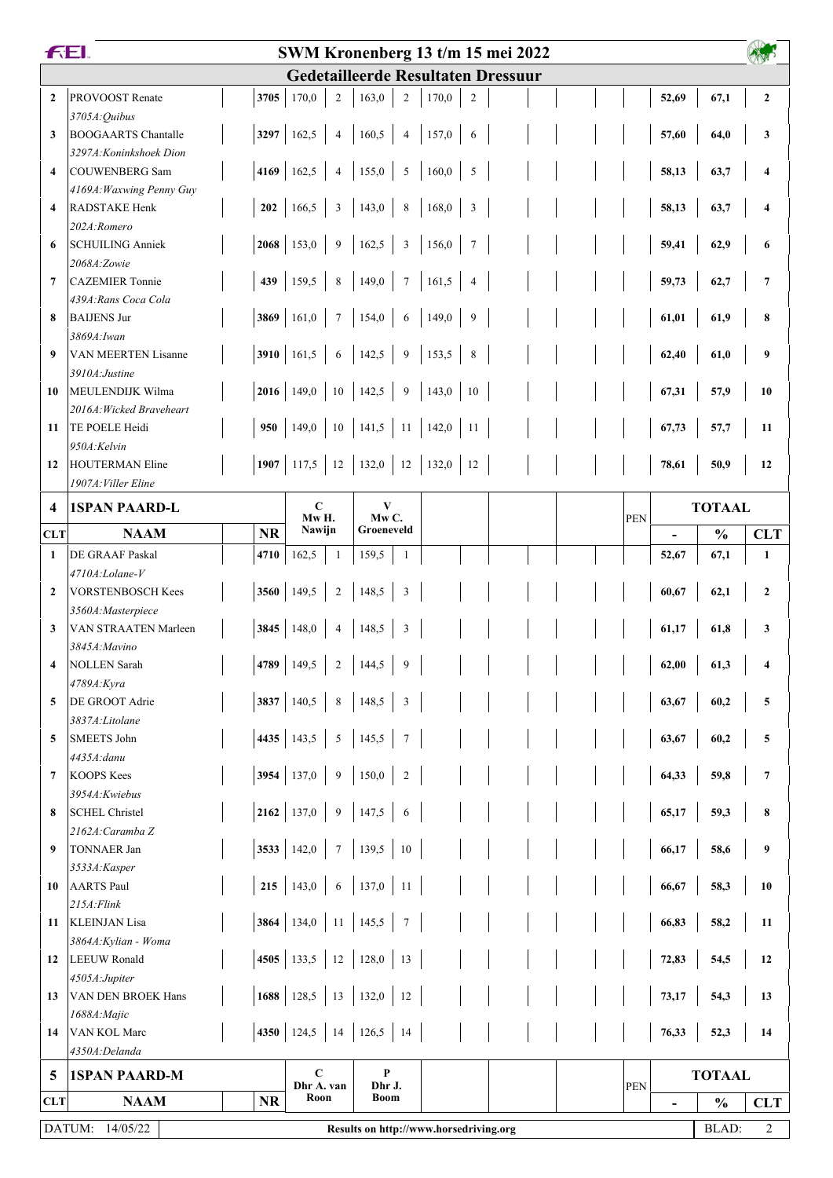# SWM Kronenberg 13 t/m 15 mei 2022

## Gedetailleerde Resultaten Dressuur

| CLT | NAAM | NR | | | | | | | | | | | | | | | PEN | - | % | CLT |
|---|---|---|---|---|---|---|---|---|---|---|---|---|---|---|---|---|---|---|---|---|
| 2 | PROVOOST Renate<br>*3705A:Quibus* | 3705 | 170,0 | 2 | 163,0 | 2 | 170,0 | 2 | | | | | | | | | | 52,69 | 67,1 | 2 |
| 3 | BOOGAARTS Chantalle<br>*3297A:Koninkshoek Dion* | 3297 | 162,5 | 4 | 160,5 | 4 | 157,0 | 6 | | | | | | | | | | 57,60 | 64,0 | 3 |
| 4 | COUWENBERG Sam<br>*4169A:Waxwing Penny Guy* | 4169 | 162,5 | 4 | 155,0 | 5 | 160,0 | 5 | | | | | | | | | | 58,13 | 63,7 | 4 |
| 4 | RADSTAKE Henk<br>*202A:Romero* | 202 | 166,5 | 3 | 143,0 | 8 | 168,0 | 3 | | | | | | | | | | 58,13 | 63,7 | 4 |
| 6 | SCHUILING Anniek<br>*2068A:Zowie* | 2068 | 153,0 | 9 | 162,5 | 3 | 156,0 | 7 | | | | | | | | | | 59,41 | 62,9 | 6 |
| 7 | CAZEMIER Tonnie<br>*439A:Rans Coca Cola* | 439 | 159,5 | 8 | 149,0 | 7 | 161,5 | 4 | | | | | | | | | | 59,73 | 62,7 | 7 |
| 8 | BAIJENS Jur<br>*3869A:Iwan* | 3869 | 161,0 | 7 | 154,0 | 6 | 149,0 | 9 | | | | | | | | | | 61,01 | 61,9 | 8 |
| 9 | VAN MEERTEN Lisanne<br>*3910A:Justine* | 3910 | 161,5 | 6 | 142,5 | 9 | 153,5 | 8 | | | | | | | | | | 62,40 | 61,0 | 9 |
| 10 | MEULENDIJK Wilma<br>*2016A:Wicked Braveheart* | 2016 | 149,0 | 10 | 142,5 | 9 | 143,0 | 10 | | | | | | | | | | 67,31 | 57,9 | 10 |
| 11 | TE POELE Heidi<br>*950A:Kelvin* | 950 | 149,0 | 10 | 141,5 | 11 | 142,0 | 11 | | | | | | | | | | 67,73 | 57,7 | 11 |
| 12 | HOUTERMAN Eline<br>*1907A:Viller Eline* | 1907 | 117,5 | 12 | 132,0 | 12 | 132,0 | 12 | | | | | | | | | | 78,61 | 50,9 | 12 |

### 4 1SPAN PAARD-L

| CLT | NAAM | NR | C<br>Mw H. Nawijn | | V<br>Mw C. Groeneveld | | | | | | | | | | | | PEN | TOTAAL<br>- | %| CLT |
|---|---|---|---|---|---|---|---|---|---|---|---|---|---|---|---|---|---|---|---|---|
| 1 | DE GRAAF Paskal<br>*4710A:Lolane-V* | 4710 | 162,5 | 1 | 159,5 | 1 | | | | | | | | | | | | 52,67 | 67,1 | 1 |
| 2 | VORSTENBOSCH Kees<br>*3560A:Masterpiece* | 3560 | 149,5 | 2 | 148,5 | 3 | | | | | | | | | | | | 60,67 | 62,1 | 2 |
| 3 | VAN STRAATEN Marleen<br>*3845A:Mavino* | 3845 | 148,0 | 4 | 148,5 | 3 | | | | | | | | | | | | 61,17 | 61,8 | 3 |
| 4 | NOLLEN Sarah<br>*4789A:Kyra* | 4789 | 149,5 | 2 | 144,5 | 9 | | | | | | | | | | | | 62,00 | 61,3 | 4 |
| 5 | DE GROOT Adrie<br>*3837A:Litolane* | 3837 | 140,5 | 8 | 148,5 | 3 | | | | | | | | | | | | 63,67 | 60,2 | 5 |
| 5 | SMEETS John<br>*4435A:danu* | 4435 | 143,5 | 5 | 145,5 | 7 | | | | | | | | | | | | 63,67 | 60,2 | 5 |
| 7 | KOOPS Kees<br>*3954A:Kwiebus* | 3954 | 137,0 | 9 | 150,0 | 2 | | | | | | | | | | | | 64,33 | 59,8 | 7 |
| 8 | SCHEL Christel<br>*2162A:Caramba Z* | 2162 | 137,0 | 9 | 147,5 | 6 | | | | | | | | | | | | 65,17 | 59,3 | 8 |
| 9 | TONNAER Jan<br>*3533A:Kasper* | 3533 | 142,0 | 7 | 139,5 | 10 | | | | | | | | | | | | 66,17 | 58,6 | 9 |
| 10 | AARTS Paul<br>*215A:Flink* | 215 | 143,0 | 6 | 137,0 | 11 | | | | | | | | | | | | 66,67 | 58,3 | 10 |
| 11 | KLEINJAN Lisa<br>*3864A:Kylian - Woma* | 3864 | 134,0 | 11 | 145,5 | 7 | | | | | | | | | | | | 66,83 | 58,2 | 11 |
| 12 | LEEUW Ronald<br>*4505A:Jupiter* | 4505 | 133,5 | 12 | 128,0 | 13 | | | | | | | | | | | | 72,83 | 54,5 | 12 |
| 13 | VAN DEN BROEK Hans<br>*1688A:Majic* | 1688 | 128,5 | 13 | 132,0 | 12 | | | | | | | | | | | | 73,17 | 54,3 | 13 |
| 14 | VAN KOL Marc<br>*4350A:Delanda* | 4350 | 124,5 | 14 | 126,5 | 14 | | | | | | | | | | | | 76,33 | 52,3 | 14 |

### 5 1SPAN PAARD-M

| CLT | NAAM | NR | C<br>Dhr A. van Roon | | P<br>Dhr J. Boom | | | | | | | | | | | | PEN | TOTAAL<br>- | % | CLT |
|---|---|---|---|---|---|---|---|---|---|---|---|---|---|---|---|---|---|---|---|---|

DATUM: 14/05/22 — Results on http://www.horsedriving.org — BLAD: 2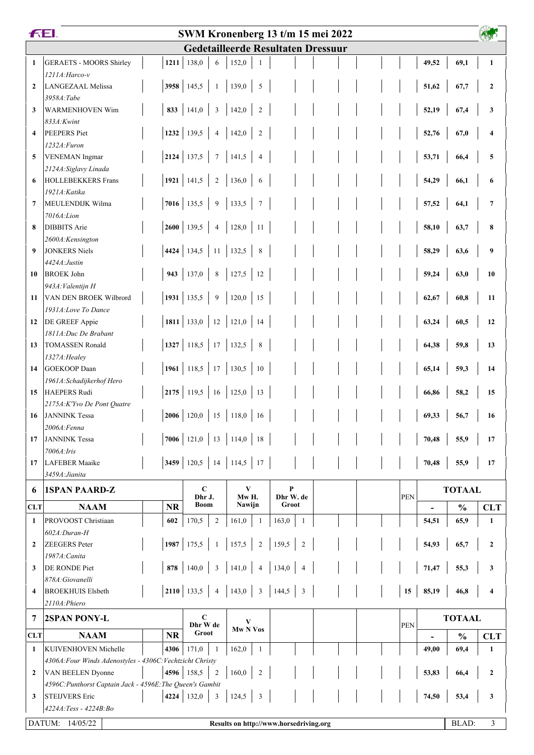# SWM Kronenberg 13 t/m 15 mei 2022

## Gedetailleerde Resultaten Dressuur

| CLT | NAAM | NR | | | | | | | | | | | PEN | - | % | CLT |
|---|---|---|---|---|---|---|---|---|---|---|---|---|---|---|---|---|
| 1 | GERAETS - MOORS Shirley<br>*1211A:Harco-v* | 1211 | 138,0 | 6 | 152,0 | 1 | | | | | | | | 49,52 | 69,1 | 1 |
| 2 | LANGEZAAL Melissa<br>*3958A:Tabe* | 3958 | 145,5 | 1 | 139,0 | 5 | | | | | | | | 51,62 | 67,7 | 2 |
| 3 | WARMENHOVEN Wim<br>*833A:Kwint* | 833 | 141,0 | 3 | 142,0 | 2 | | | | | | | | 52,19 | 67,4 | 3 |
| 4 | PEEPERS Piet<br>*1232A:Furon* | 1232 | 139,5 | 4 | 142,0 | 2 | | | | | | | | 52,76 | 67,0 | 4 |
| 5 | VENEMAN Ingmar<br>*2124A:Siglavy Linada* | 2124 | 137,5 | 7 | 141,5 | 4 | | | | | | | | 53,71 | 66,4 | 5 |
| 6 | HOLLEBEKKERS Frans<br>*1921A:Katika* | 1921 | 141,5 | 2 | 136,0 | 6 | | | | | | | | 54,29 | 66,1 | 6 |
| 7 | MEULENDIJK Wilma<br>*7016A:Lion* | 7016 | 135,5 | 9 | 133,5 | 7 | | | | | | | | 57,52 | 64,1 | 7 |
| 8 | DIBBITS Arie<br>*2600A:Kensington* | 2600 | 139,5 | 4 | 128,0 | 11 | | | | | | | | 58,10 | 63,7 | 8 |
| 9 | JONKERS Niels<br>*4424A:Justin* | 4424 | 134,5 | 11 | 132,5 | 8 | | | | | | | | 58,29 | 63,6 | 9 |
| 10 | BROEK John<br>*943A:Valentijn H* | 943 | 137,0 | 8 | 127,5 | 12 | | | | | | | | 59,24 | 63,0 | 10 |
| 11 | VAN DEN BROEK Wilbrord<br>*1931A:Love To Dance* | 1931 | 135,5 | 9 | 120,0 | 15 | | | | | | | | 62,67 | 60,8 | 11 |
| 12 | DE GREEF Appie<br>*1811A:Duc De Brabant* | 1811 | 133,0 | 12 | 121,0 | 14 | | | | | | | | 63,24 | 60,5 | 12 |
| 13 | TOMASSEN Ronald<br>*1327A:Healey* | 1327 | 118,5 | 17 | 132,5 | 8 | | | | | | | | 64,38 | 59,8 | 13 |
| 14 | GOEKOOP Daan<br>*1961A:Schadijkerhof Hero* | 1961 | 118,5 | 17 | 130,5 | 10 | | | | | | | | 65,14 | 59,3 | 14 |
| 15 | HAEPERS Rudi<br>*2175A:K'Yvo De Pont Quatre* | 2175 | 119,5 | 16 | 125,0 | 13 | | | | | | | | 66,86 | 58,2 | 15 |
| 16 | JANNINK Tessa<br>*2006A:Fenna* | 2006 | 120,0 | 15 | 118,0 | 16 | | | | | | | | 69,33 | 56,7 | 16 |
| 17 | JANNINK Tessa<br>*7006A:Iris* | 7006 | 121,0 | 13 | 114,0 | 18 | | | | | | | | 70,48 | 55,9 | 17 |
| 17 | LAFEBER Maaike<br>*3459A:Jianita* | 3459 | 120,5 | 14 | 114,5 | 17 | | | | | | | | 70,48 | 55,9 | 17 |

### 6 1SPAN PAARD-Z

| CLT | NAAM | NR | C Dhr J. Boom | | V Mw H. Nawijn | | P Dhr W. de Groot | | | | | | PEN | TOTAAL - | % | CLT |
|---|---|---|---|---|---|---|---|---|---|---|---|---|---|---|---|---|
| 1 | PROVOOST Christiaan<br>*602A:Duran-H* | 602 | 170,5 | 2 | 161,0 | 1 | 163,0 | 1 | | | | | | 54,51 | 65,9 | 1 |
| 2 | ZEEGERS Peter<br>*1987A:Canita* | 1987 | 175,5 | 1 | 157,5 | 2 | 159,5 | 2 | | | | | | 54,93 | 65,7 | 2 |
| 3 | DE RONDE Piet<br>*878A:Giovanelli* | 878 | 140,0 | 3 | 141,0 | 4 | 134,0 | 4 | | | | | | 71,47 | 55,3 | 3 |
| 4 | BROEKHUIS Elsbeth<br>*2110A:Phiero* | 2110 | 133,5 | 4 | 143,0 | 3 | 144,5 | 3 | | | | | 15 | 85,19 | 46,8 | 4 |

### 7 2SPAN PONY-L

| CLT | NAAM | NR | C Dhr W de Groot | | V Mw N Vos | | | | | | | | PEN | TOTAAL - | % | CLT |
|---|---|---|---|---|---|---|---|---|---|---|---|---|---|---|---|---|
| 1 | KUIVENHOVEN Michelle<br>*4306A:Four Winds Adenostyles - 4306C:Vechtzicht Christy* | 4306 | 171,0 | 1 | 162,0 | 1 | | | | | | | | 49,00 | 69,4 | 1 |
| 2 | VAN BEELEN Dyonne<br>*4596C:Punthorst Captain Jack - 4596E:The Queen's Gambit* | 4596 | 158,5 | 2 | 160,0 | 2 | | | | | | | | 53,83 | 66,4 | 2 |
| 3 | STEIJVERS Eric<br>*4224A:Tess - 4224B:Bo* | 4224 | 132,0 | 3 | 124,5 | 3 | | | | | | | | 74,50 | 53,4 | 3 |

DATUM: 14/05/22 — Results on http://www.horsedriving.org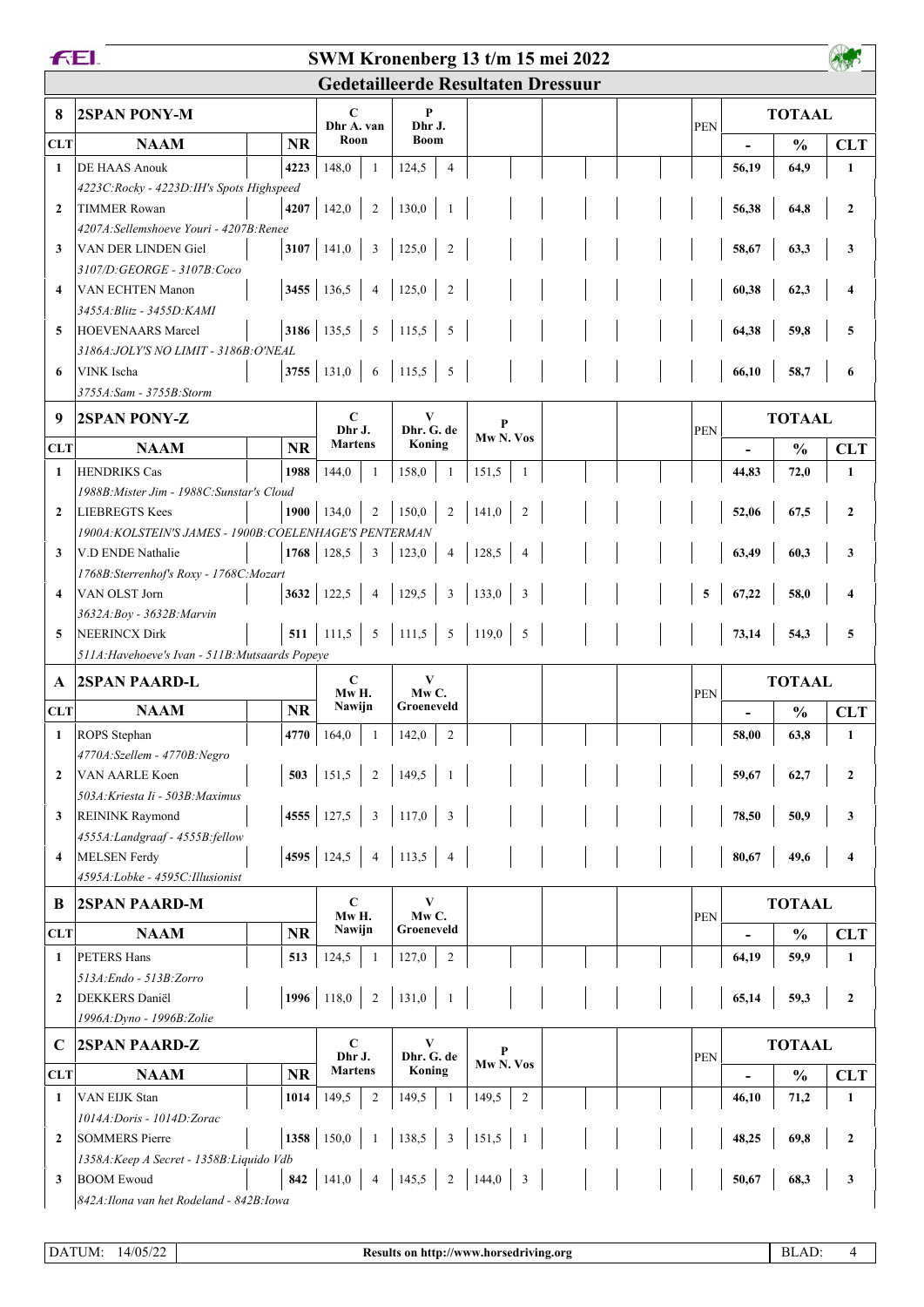# SWM Kronenberg 13 t/m 15 mei 2022

## Gedetailleerde Resultaten Dressuur

### 8 2SPAN PONY-M

| CLT | NAAM | NR | C Dhr A. van Roon | | P Dhr J. Boom | | PEN | TOTAAL - | % | CLT |
|---|---|---|---|---|---|---|---|---|---|---|
| 1 | DE HAAS Anouk | 4223 | 148,0 | 1 | 124,5 | 4 | | 56,19 | 64,9 | 1 |
| | *4223C:Rocky - 4223D:IH's Spots Highspeed* | | | | | | | | | |
| 2 | TIMMER Rowan | 4207 | 142,0 | 2 | 130,0 | 1 | | 56,38 | 64,8 | 2 |
| | *4207A:Sellemshoeve Youri - 4207B:Renee* | | | | | | | | | |
| 3 | VAN DER LINDEN Giel | 3107 | 141,0 | 3 | 125,0 | 2 | | 58,67 | 63,3 | 3 |
| | *3107/D:GEORGE - 3107B:Coco* | | | | | | | | | |
| 4 | VAN ECHTEN Manon | 3455 | 136,5 | 4 | 125,0 | 2 | | 60,38 | 62,3 | 4 |
| | *3455A:Blitz - 3455D:KAMI* | | | | | | | | | |
| 5 | HOEVENAARS Marcel | 3186 | 135,5 | 5 | 115,5 | 5 | | 64,38 | 59,8 | 5 |
| | *3186A:JOLY'S NO LIMIT - 3186B:O'NEAL* | | | | | | | | | |
| 6 | VINK Ischa | 3755 | 131,0 | 6 | 115,5 | 5 | | 66,10 | 58,7 | 6 |
| | *3755A:Sam - 3755B:Storm* | | | | | | | | | |

### 9 2SPAN PONY-Z

| CLT | NAAM | NR | C Dhr J. Martens | | V Dhr. G. de Koning | | P Mw N. Vos | | PEN | TOTAAL - | % | CLT |
|---|---|---|---|---|---|---|---|---|---|---|---|---|
| 1 | HENDRIKS Cas | 1988 | 144,0 | 1 | 158,0 | 1 | 151,5 | 1 | | 44,83 | 72,0 | 1 |
| | *1988B:Mister Jim - 1988C:Sunstar's Cloud* | | | | | | | | | | | |
| 2 | LIEBREGTS Kees | 1900 | 134,0 | 2 | 150,0 | 2 | 141,0 | 2 | | 52,06 | 67,5 | 2 |
| | *1900A:KOLSTEIN'S JAMES - 1900B:COELENHAGE'S PENTERMAN* | | | | | | | | | | | |
| 3 | V.D ENDE Nathalie | 1768 | 128,5 | 3 | 123,0 | 4 | 128,5 | 4 | | 63,49 | 60,3 | 3 |
| | *1768B:Sterrenhof's Roxy - 1768C:Mozart* | | | | | | | | | | | |
| 4 | VAN OLST Jorn | 3632 | 122,5 | 4 | 129,5 | 3 | 133,0 | 3 | 5 | 67,22 | 58,0 | 4 |
| | *3632A:Boy - 3632B:Marvin* | | | | | | | | | | | |
| 5 | NEERINCX Dirk | 511 | 111,5 | 5 | 111,5 | 5 | 119,0 | 5 | | 73,14 | 54,3 | 5 |
| | *511A:Havehoeve's Ivan - 511B:Mutsaards Popeye* | | | | | | | | | | | |

### A 2SPAN PAARD-L

| CLT | NAAM | NR | C Mw H. Nawijn | | V Mw C. Groeneveld | | PEN | TOTAAL - | % | CLT |
|---|---|---|---|---|---|---|---|---|---|---|
| 1 | ROPS Stephan | 4770 | 164,0 | 1 | 142,0 | 2 | | 58,00 | 63,8 | 1 |
| | *4770A:Szellem - 4770B:Negro* | | | | | | | | | |
| 2 | VAN AARLE Koen | 503 | 151,5 | 2 | 149,5 | 1 | | 59,67 | 62,7 | 2 |
| | *503A:Kriesta Ii - 503B:Maximus* | | | | | | | | | |
| 3 | REININK Raymond | 4555 | 127,5 | 3 | 117,0 | 3 | | 78,50 | 50,9 | 3 |
| | *4555A:Landgraaf - 4555B:fellow* | | | | | | | | | |
| 4 | MELSEN Ferdy | 4595 | 124,5 | 4 | 113,5 | 4 | | 80,67 | 49,6 | 4 |
| | *4595A:Lobke - 4595C:Illusionist* | | | | | | | | | |

### B 2SPAN PAARD-M

| CLT | NAAM | NR | C Mw H. Nawijn | | V Mw C. Groeneveld | | PEN | TOTAAL - | % | CLT |
|---|---|---|---|---|---|---|---|---|---|---|
| 1 | PETERS Hans | 513 | 124,5 | 1 | 127,0 | 2 | | 64,19 | 59,9 | 1 |
| | *513A:Endo - 513B:Zorro* | | | | | | | | | |
| 2 | DEKKERS Daniël | 1996 | 118,0 | 2 | 131,0 | 1 | | 65,14 | 59,3 | 2 |
| | *1996A:Dyno - 1996B:Zolie* | | | | | | | | | |

### C 2SPAN PAARD-Z

| CLT | NAAM | NR | C Dhr J. Martens | | V Dhr. G. de Koning | | P Mw N. Vos | | PEN | TOTAAL - | % | CLT |
|---|---|---|---|---|---|---|---|---|---|---|---|---|
| 1 | VAN EIJK Stan | 1014 | 149,5 | 2 | 149,5 | 1 | 149,5 | 2 | | 46,10 | 71,2 | 1 |
| | *1014A:Doris - 1014D:Zorac* | | | | | | | | | | | |
| 2 | SOMMERS Pierre | 1358 | 150,0 | 1 | 138,5 | 3 | 151,5 | 1 | | 48,25 | 69,8 | 2 |
| | *1358A:Keep A Secret - 1358B:Liquido Vdb* | | | | | | | | | | | |
| 3 | BOOM Ewoud | 842 | 141,0 | 4 | 145,5 | 2 | 144,0 | 3 | | 50,67 | 68,3 | 3 |
| | *842A:Ilona van het Rodeland - 842B:Iowa* | | | | | | | | | | | |

DATUM: 14/05/22 — Results on http://www.horsedriving.org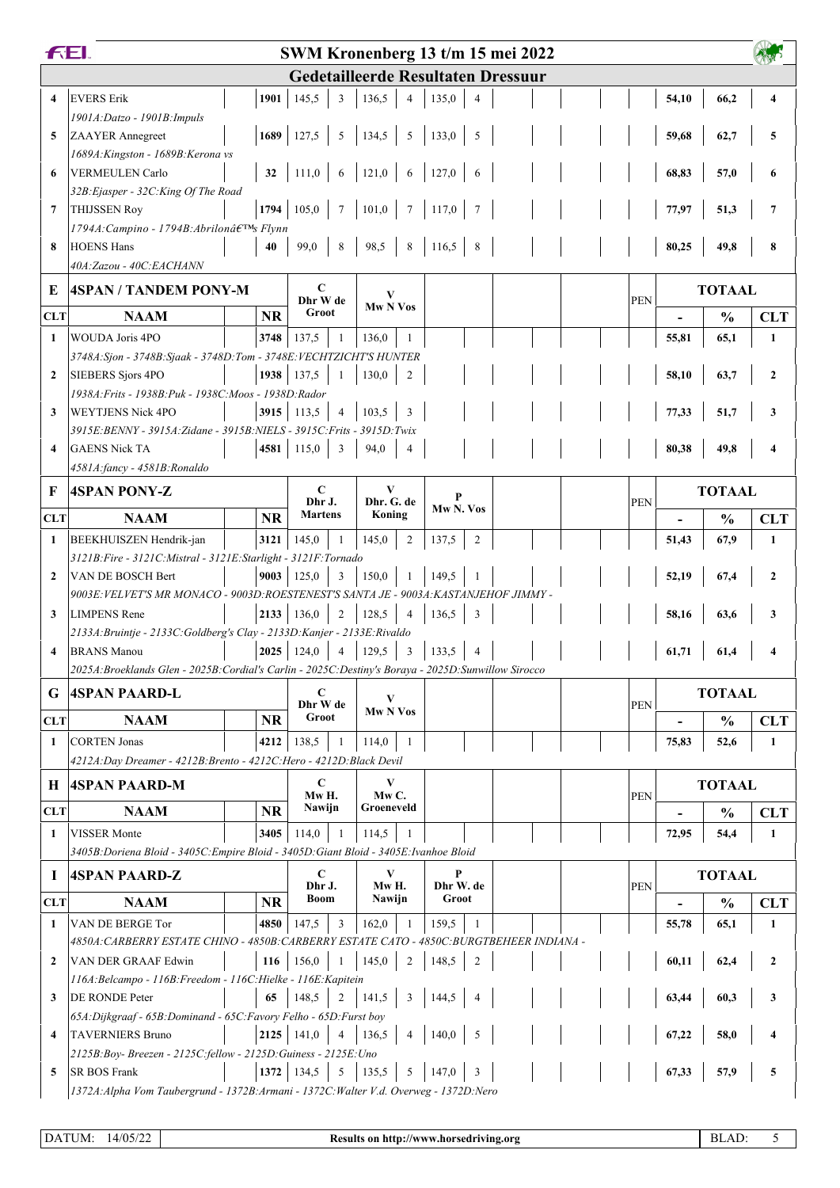# SWM Kronenberg 13 t/m 15 mei 2022

## Gedetailleerde Resultaten Dressuur

| CLT | NAAM | NR | | | | | | | PEN | - | % | CLT |
|---|---|---|---|---|---|---|---|---|---|---|---|---|
| 4 | EVERS Erik | 1901 | 145,5 | 3 | 136,5 | 4 | 135,0 | 4 | | 54,10 | 66,2 | 4 |
| | *1901A:Datzo - 1901B:Impuls* | | | | | | | | | | | |
| 5 | ZAAYER Annegreet | 1689 | 127,5 | 5 | 134,5 | 5 | 133,0 | 5 | | 59,68 | 62,7 | 5 |
| | *1689A:Kingston - 1689B:Kerona vs* | | | | | | | | | | | |
| 6 | VERMEULEN Carlo | 32 | 111,0 | 6 | 121,0 | 6 | 127,0 | 6 | | 68,83 | 57,0 | 6 |
| | *32B:Ejasper - 32C:King Of The Road* | | | | | | | | | | | |
| 7 | THIJSSEN Roy | 1794 | 105,0 | 7 | 101,0 | 7 | 117,0 | 7 | | 77,97 | 51,3 | 7 |
| | *1794A:Campino - 1794B:Abrilonâ€™s Flynn* | | | | | | | | | | | |
| 8 | HOENS Hans | 40 | 99,0 | 8 | 98,5 | 8 | 116,5 | 8 | | 80,25 | 49,8 | 8 |
| | *40A:Zazou - 40C:EACHANN* | | | | | | | | | | | |

### E 4SPAN / TANDEM PONY-M

| CLT | NAAM | NR | C Dhr W de Groot | | V Mw N Vos | | PEN | TOTAAL - | % | CLT |
|---|---|---|---|---|---|---|---|---|---|---|
| 1 | WOUDA Joris 4PO | 3748 | 137,5 | 1 | 136,0 | 1 | | 55,81 | 65,1 | 1 |
| | *3748A:Sjon - 3748B:Sjaak - 3748D:Tom - 3748E:VECHTZICHT'S HUNTER* | | | | | | | | | |
| 2 | SIEBERS Sjors 4PO | 1938 | 137,5 | 1 | 130,0 | 2 | | 58,10 | 63,7 | 2 |
| | *1938A:Frits - 1938B:Puk - 1938C:Moos - 1938D:Rador* | | | | | | | | | |
| 3 | WEYTJENS Nick 4PO | 3915 | 113,5 | 4 | 103,5 | 3 | | 77,33 | 51,7 | 3 |
| | *3915E:BENNY - 3915A:Zidane - 3915B:NIELS - 3915C:Frits - 3915D:Twix* | | | | | | | | | |
| 4 | GAENS Nick TA | 4581 | 115,0 | 3 | 94,0 | 4 | | 80,38 | 49,8 | 4 |
| | *4581A:fancy - 4581B:Ronaldo* | | | | | | | | | |

### F 4SPAN PONY-Z

| CLT | NAAM | NR | C Dhr J. Martens | | V Dhr. G. de Koning | | P Mw N. Vos | | PEN | TOTAAL - | % | CLT |
|---|---|---|---|---|---|---|---|---|---|---|---|---|
| 1 | BEEKHUISZEN Hendrik-jan | 3121 | 145,0 | 1 | 145,0 | 2 | 137,5 | 2 | | 51,43 | 67,9 | 1 |
| | *3121B:Fire - 3121C:Mistral - 3121E:Starlight - 3121F:Tornado* | | | | | | | | | | | |
| 2 | VAN DE BOSCH Bert | 9003 | 125,0 | 3 | 150,0 | 1 | 149,5 | 1 | | 52,19 | 67,4 | 2 |
| | *9003E:VELVET'S MR MONACO - 9003D:ROESTENEST'S SANTA JE - 9003A:KASTANJEHOF JIMMY -* | | | | | | | | | | | |
| 3 | LIMPENS Rene | 2133 | 136,0 | 2 | 128,5 | 4 | 136,5 | 3 | | 58,16 | 63,6 | 3 |
| | *2133A:Bruintje - 2133C:Goldberg's Clay - 2133D:Kanjer - 2133E:Rivaldo* | | | | | | | | | | | |
| 4 | BRANS Manou | 2025 | 124,0 | 4 | 129,5 | 3 | 133,5 | 4 | | 61,71 | 61,4 | 4 |
| | *2025A:Broeklands Glen - 2025B:Cordial's Carlin - 2025C:Destiny's Boraya - 2025D:Sunwillow Sirocco* | | | | | | | | | | | |

### G 4SPAN PAARD-L

| CLT | NAAM | NR | C Dhr W de Groot | | V Mw N Vos | | PEN | TOTAAL - | % | CLT |
|---|---|---|---|---|---|---|---|---|---|---|
| 1 | CORTEN Jonas | 4212 | 138,5 | 1 | 114,0 | 1 | | 75,83 | 52,6 | 1 |
| | *4212A:Day Dreamer - 4212B:Brento - 4212C:Hero - 4212D:Black Devil* | | | | | | | | | |

### H 4SPAN PAARD-M

| CLT | NAAM | NR | C Mw H. Nawijn | | V Mw C. Groeneveld | | PEN | TOTAAL - | % | CLT |
|---|---|---|---|---|---|---|---|---|---|---|
| 1 | VISSER Monte | 3405 | 114,0 | 1 | 114,5 | 1 | | 72,95 | 54,4 | 1 |
| | *3405B:Doriena Bloid - 3405C:Empire Bloid - 3405D:Giant Bloid - 3405E:Ivanhoe Bloid* | | | | | | | | | |

### I 4SPAN PAARD-Z

| CLT | NAAM | NR | C Dhr J. Boom | | V Mw H. Nawijn | | P Dhr W. de Groot | | PEN | TOTAAL - | % | CLT |
|---|---|---|---|---|---|---|---|---|---|---|---|---|
| 1 | VAN DE BERGE Tor | 4850 | 147,5 | 3 | 162,0 | 1 | 159,5 | 1 | | 55,78 | 65,1 | 1 |
| | *4850A:CARBERRY ESTATE CHINO - 4850B:CARBERRY ESTATE CATO - 4850C:BURGTBEHEER INDIANA -* | | | | | | | | | | | |
| 2 | VAN DER GRAAF Edwin | 116 | 156,0 | 1 | 145,0 | 2 | 148,5 | 2 | | 60,11 | 62,4 | 2 |
| | *116A:Belcampo - 116B:Freedom - 116C:Hielke - 116E:Kapitein* | | | | | | | | | | | |
| 3 | DE RONDE Peter | 65 | 148,5 | 2 | 141,5 | 3 | 144,5 | 4 | | 63,44 | 60,3 | 3 |
| | *65A:Dijkgraaf - 65B:Dominand - 65C:Favory Felho - 65D:Furst boy* | | | | | | | | | | | |
| 4 | TAVERNIERS Bruno | 2125 | 141,0 | 4 | 136,5 | 4 | 140,0 | 5 | | 67,22 | 58,0 | 4 |
| | *2125B:Boy- Breezen - 2125C:fellow - 2125D:Guiness - 2125E:Uno* | | | | | | | | | | | |
| 5 | SR BOS Frank | 1372 | 134,5 | 5 | 135,5 | 5 | 147,0 | 3 | | 67,33 | 57,9 | 5 |
| | *1372A:Alpha Vom Taubergrund - 1372B:Armani - 1372C:Walter V.d. Overweg - 1372D:Nero* | | | | | | | | | | | |

DATUM: 14/05/22 — Results on http://www.horsedriving.org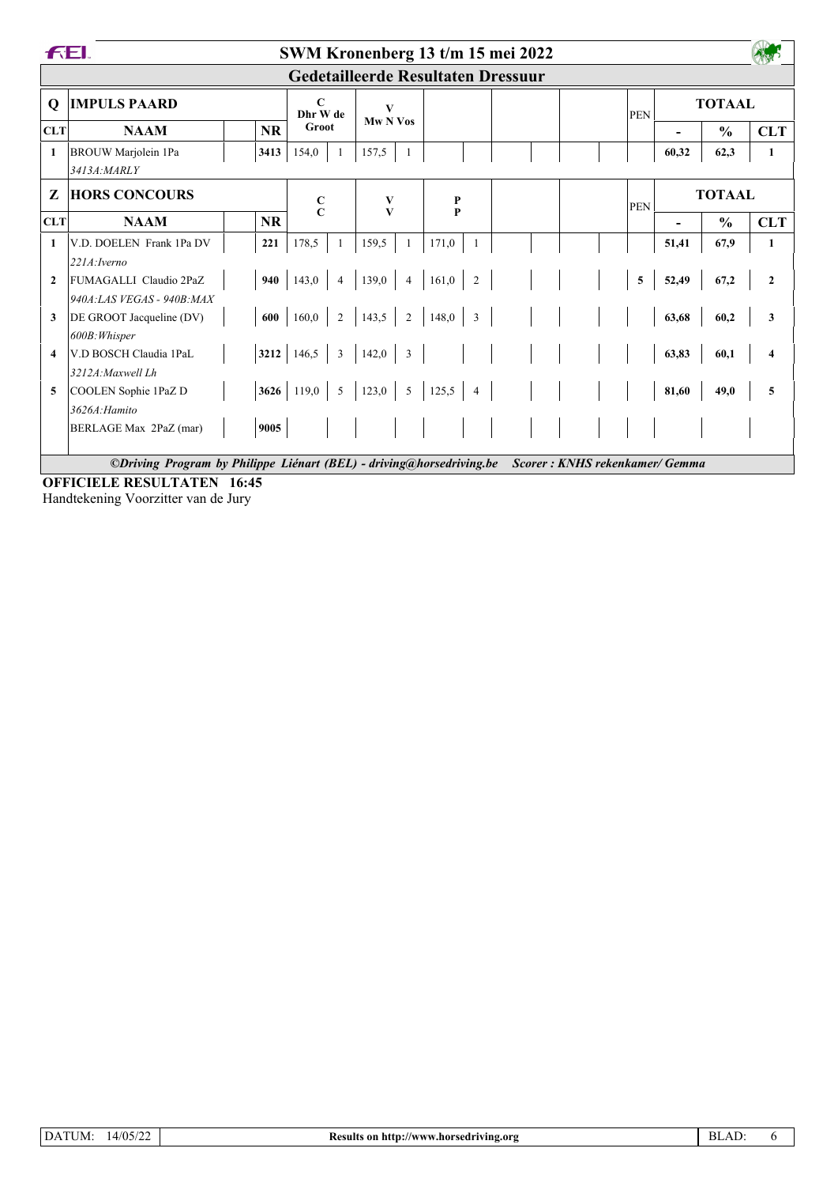# SWM Kronenberg 13 t/m 15 mei 2022

## Gedetailleerde Resultaten Dressuur

| Q | IMPULS PAARD | | C Dhr W de Groot | | V Mw N Vos | | | | | | | | | | PEN | TOTAAL | | |
|---|---|---|---|---|---|---|---|---|---|---|---|---|---|---|---|---|---|---|
| CLT | NAAM | NR | | | | | | | | | | | | | | - | % | CLT |
| 1 | BROUW Marjolein 1Pa<br>*3413A:MARLY* | 3413 | 154,0 | 1 | 157,5 | 1 | | | | | | | | | | 60,32 | 62,3 | 1 |

| Z | HORS CONCOURS | | C C | | V V | | P P | | | | | | | | PEN | TOTAAL | | |
|---|---|---|---|---|---|---|---|---|---|---|---|---|---|---|---|---|---|---|
| CLT | NAAM | NR | | | | | | | | | | | | | | - | % | CLT |
| 1 | V.D. DOELEN Frank 1Pa DV<br>*221A:Iverno* | 221 | 178,5 | 1 | 159,5 | 1 | 171,0 | 1 | | | | | | | | 51,41 | 67,9 | 1 |
| 2 | FUMAGALLI Claudio 2PaZ<br>*940A:LAS VEGAS - 940B:MAX* | 940 | 143,0 | 4 | 139,0 | 4 | 161,0 | 2 | | | | | | | 5 | 52,49 | 67,2 | 2 |
| 3 | DE GROOT Jacqueline (DV)<br>*600B:Whisper* | 600 | 160,0 | 2 | 143,5 | 2 | 148,0 | 3 | | | | | | | | 63,68 | 60,2 | 3 |
| 4 | V.D BOSCH Claudia 1PaL<br>*3212A:Maxwell Lh* | 3212 | 146,5 | 3 | 142,0 | 3 | | | | | | | | | | 63,83 | 60,1 | 4 |
| 5 | COOLEN Sophie 1PaZ D<br>*3626A:Hamito* | 3626 | 119,0 | 5 | 123,0 | 5 | 125,5 | 4 | | | | | | | | 81,60 | 49,0 | 5 |
| | BERLAGE Max 2PaZ (mar) | 9005 | | | | | | | | | | | | | | | | |

*©Driving Program by Philippe Liénart (BEL) - driving@horsedriving.be* *Scorer : KNHS rekenkamer/ Gemma*

**OFFICIELE RESULTATEN 16:45**

Handtekening Voorzitter van de Jury

DATUM: 14/05/22 | **Results on http://www.horsedriving.org** | BLAD: 6